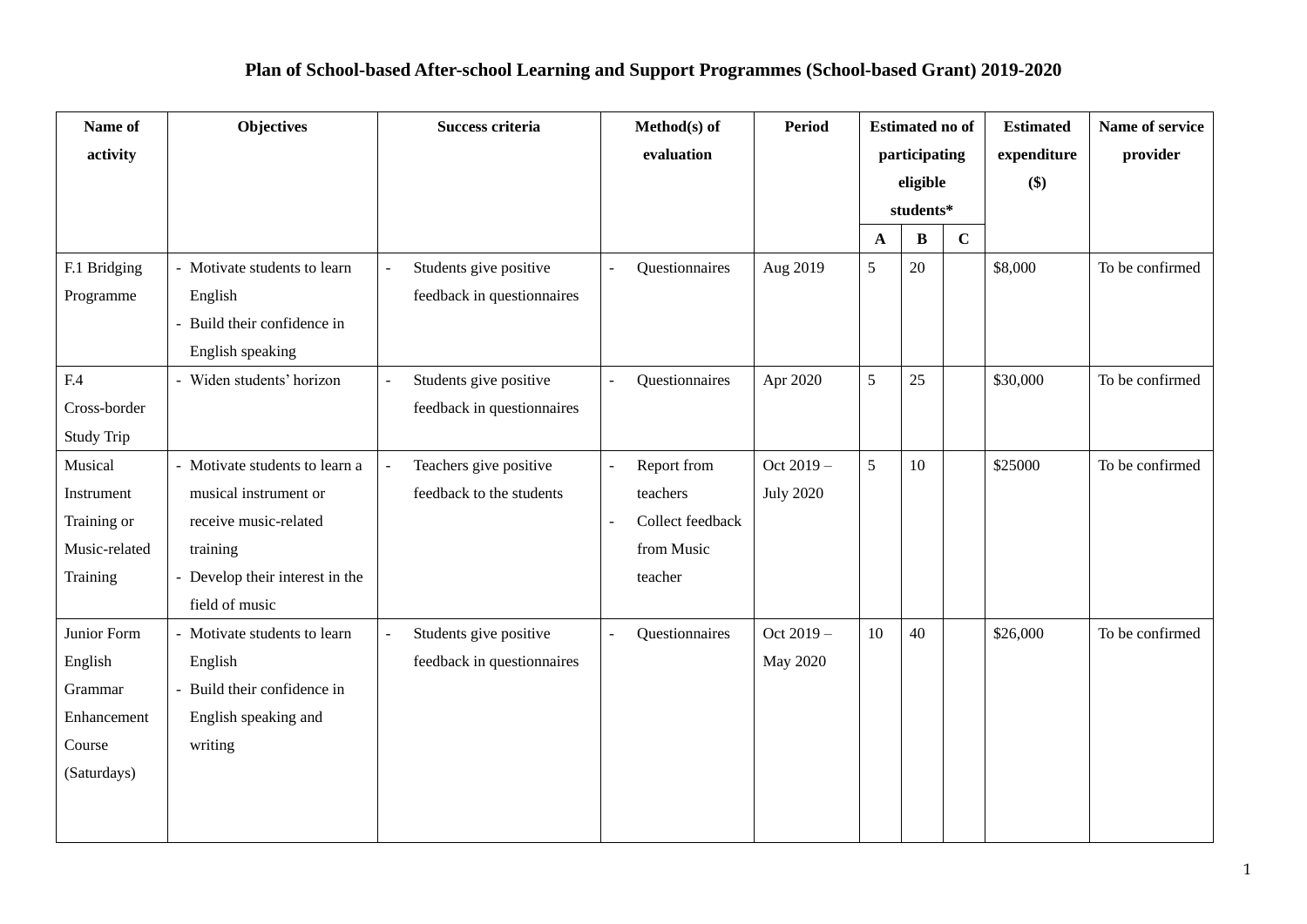# Plan of School-based After-school Learning and Support Programmes (School-based Grant) 2019-2020

| Name of activity | Objectives | Success criteria | Method(s) of evaluation | Period | Estimated no of participating eligible students* | | | Estimated expenditure ($) | Name of service provider |
|---|---|---|---|---|---|---|---|---|---|
| | | | | | A | B | C | | |
| F.1 Bridging Programme | - Motivate students to learn English<br>- Build their confidence in English speaking | - Students give positive feedback in questionnaires | - Questionnaires | Aug 2019 | 5 | 20 | | $8,000 | To be confirmed |
| F.4 Cross-border Study Trip | - Widen students' horizon | - Students give positive feedback in questionnaires | - Questionnaires | Apr 2020 | 5 | 25 | | $30,000 | To be confirmed |
| Musical Instrument Training or Music-related Training | - Motivate students to learn a musical instrument or receive music-related training<br>- Develop their interest in the field of music | - Teachers give positive feedback to the students | - Report from teachers<br>- Collect feedback from Music teacher | Oct 2019 – July 2020 | 5 | 10 | | $25000 | To be confirmed |
| Junior Form English Grammar Enhancement Course (Saturdays) | - Motivate students to learn English<br>- Build their confidence in English speaking and writing | - Students give positive feedback in questionnaires | - Questionnaires | Oct 2019 – May 2020 | 10 | 40 | | $26,000 | To be confirmed |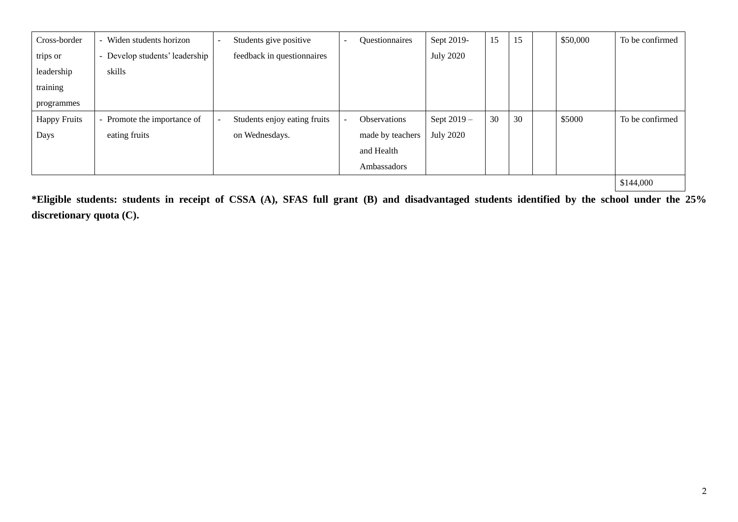| | | | | | | | | | |
|---|---|---|---|---|---|---|---|---|---|
| Cross-border trips or leadership training programmes | - Widen students horizon<br>- Develop students' leadership skills | - Students give positive feedback in questionnaires | - Questionnaires | Sept 2019-July 2020 | 15 | 15 | | $50,000 | To be confirmed |
| Happy Fruits Days | - Promote the importance of eating fruits | - Students enjoy eating fruits on Wednesdays. | - Observations made by teachers and Health Ambassadors | Sept 2019 – July 2020 | 30 | 30 | | $5000 | To be confirmed |
| | | | | | | | | | $144,000 |

**\*Eligible students: students in receipt of CSSA (A), SFAS full grant (B) and disadvantaged students identified by the school under the 25% discretionary quota (C).**